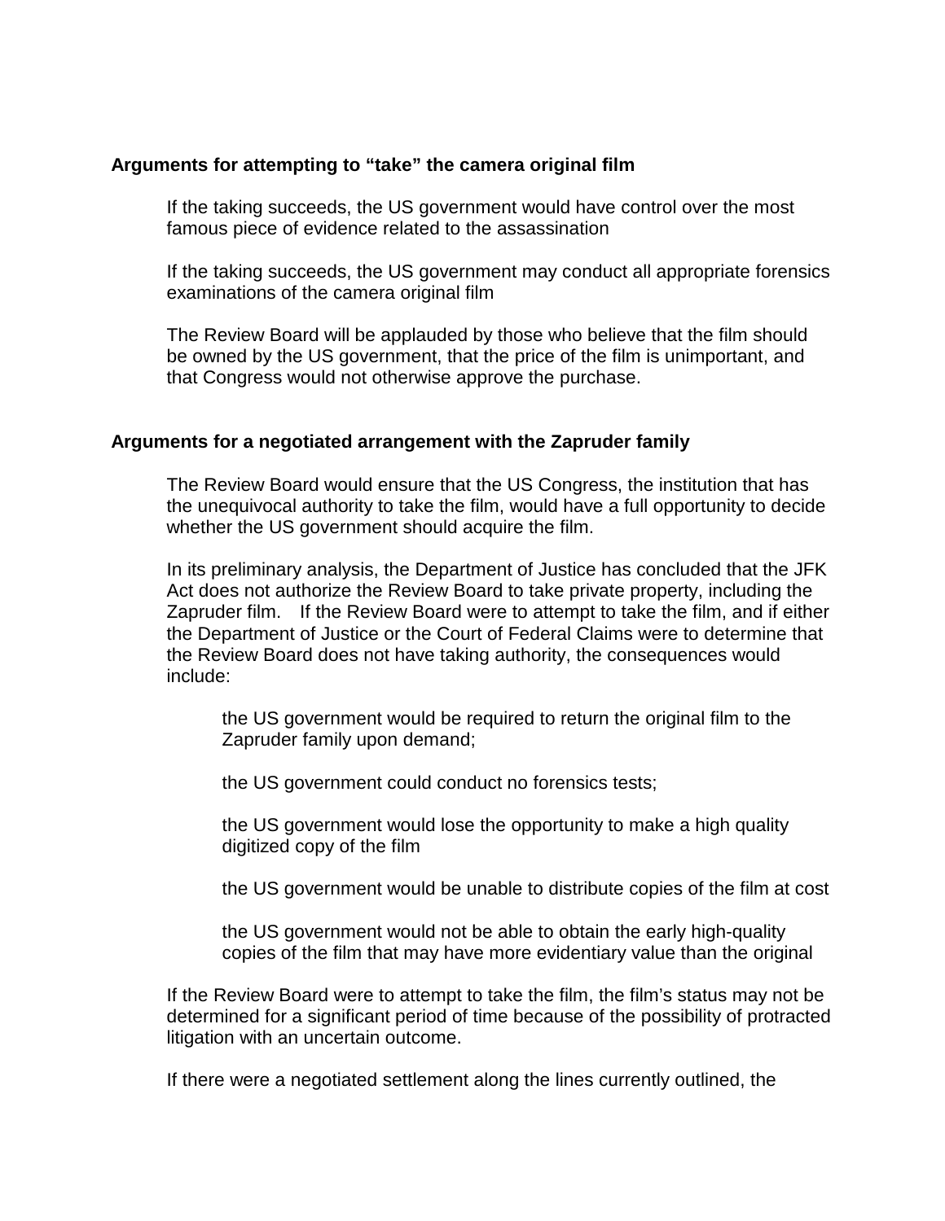**Arguments for attempting to "take" the camera original film**

If the taking succeeds, the US government would have control over the most famous piece of evidence related to the assassination

If the taking succeeds, the US government may conduct all appropriate forensics examinations of the camera original film

The Review Board will be applauded by those who believe that the film should be owned by the US government, that the price of the film is unimportant, and that Congress would not otherwise approve the purchase.

**Arguments for a negotiated arrangement with the Zapruder family**

The Review Board would ensure that the US Congress, the institution that has the unequivocal authority to take the film, would have a full opportunity to decide whether the US government should acquire the film.

In its preliminary analysis, the Department of Justice has concluded that the JFK Act does not authorize the Review Board to take private property, including the Zapruder film. If the Review Board were to attempt to take the film, and if either the Department of Justice or the Court of Federal Claims were to determine that the Review Board does not have taking authority, the consequences would include:

> the US government would be required to return the original film to the Zapruder family upon demand;
>
> the US government could conduct no forensics tests;
>
> the US government would lose the opportunity to make a high quality digitized copy of the film
>
> the US government would be unable to distribute copies of the film at cost
>
> the US government would not be able to obtain the early high-quality copies of the film that may have more evidentiary value than the original

If the Review Board were to attempt to take the film, the film's status may not be determined for a significant period of time because of the possibility of protracted litigation with an uncertain outcome.

If there were a negotiated settlement along the lines currently outlined, the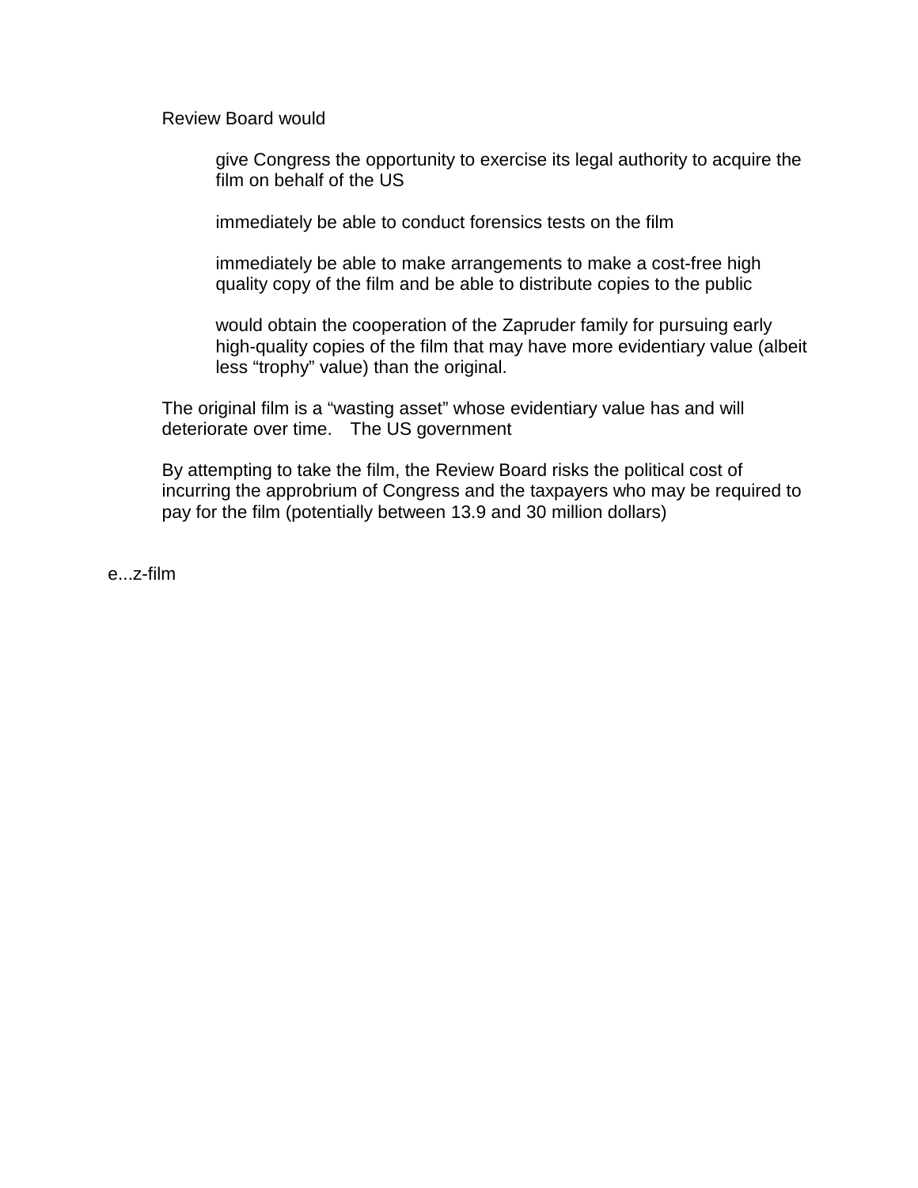Review Board would

> give Congress the opportunity to exercise its legal authority to acquire the film on behalf of the US
>
> immediately be able to conduct forensics tests on the film
>
> immediately be able to make arrangements to make a cost-free high quality copy of the film and be able to distribute copies to the public
>
> would obtain the cooperation of the Zapruder family for pursuing early high-quality copies of the film that may have more evidentiary value (albeit less "trophy" value) than the original.

The original film is a "wasting asset" whose evidentiary value has and will deteriorate over time. The US government

By attempting to take the film, the Review Board risks the political cost of incurring the approbrium of Congress and the taxpayers who may be required to pay for the film (potentially between 13.9 and 30 million dollars)

e...z-film